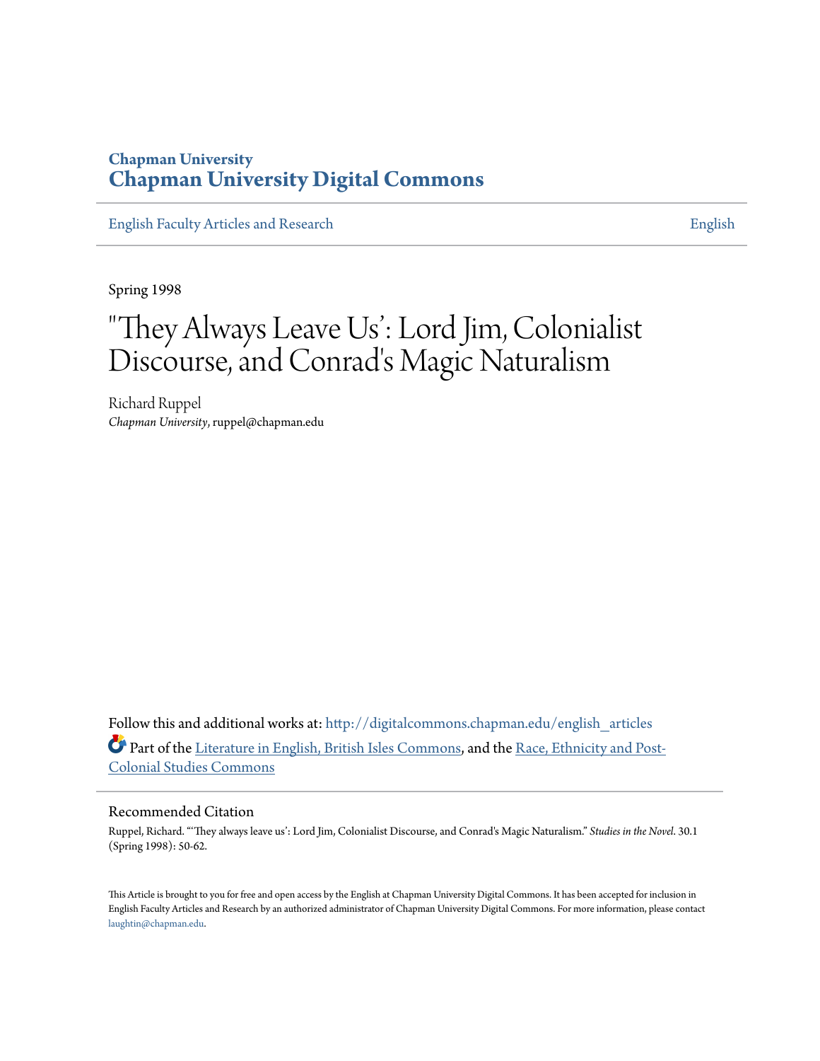Chapman University

# Chapman University Digital Commons

English Faculty Articles and Research

English

Spring 1998

# "They Always Leave Us': Lord Jim, Colonialist Discourse, and Conrad's Magic Naturalism

Richard Ruppel

*Chapman University*, ruppel@chapman.edu

Follow this and additional works at: http://digitalcommons.chapman.edu/english_articles

Part of the Literature in English, British Isles Commons, and the Race, Ethnicity and Post-Colonial Studies Commons

## Recommended Citation

Ruppel, Richard. "'They always leave us': Lord Jim, Colonialist Discourse, and Conrad's Magic Naturalism." *Studies in the Novel*. 30.1 (Spring 1998): 50-62.

This Article is brought to you for free and open access by the English at Chapman University Digital Commons. It has been accepted for inclusion in English Faculty Articles and Research by an authorized administrator of Chapman University Digital Commons. For more information, please contact laughtin@chapman.edu.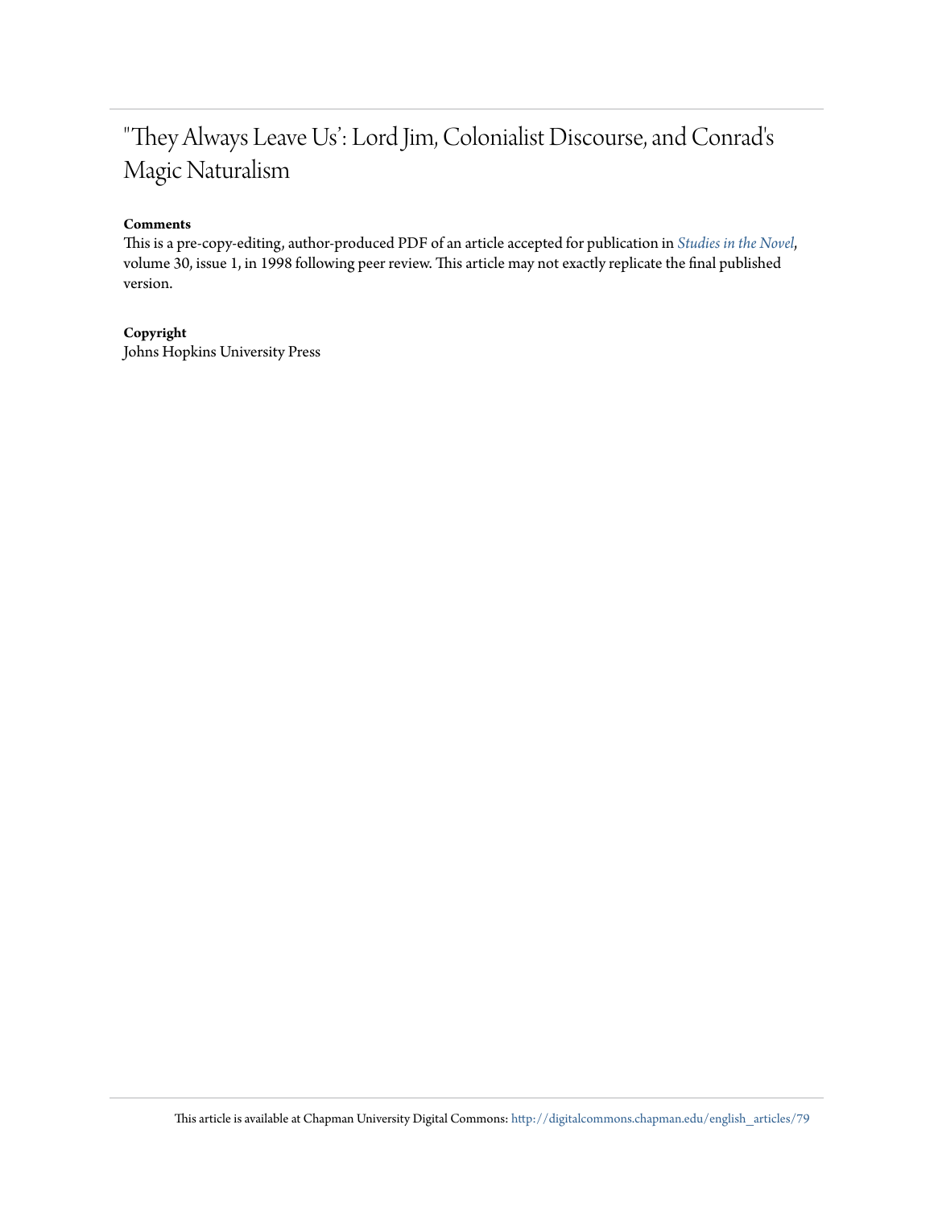# "They Always Leave Us': Lord Jim, Colonialist Discourse, and Conrad's Magic Naturalism

**Comments**

This is a pre-copy-editing, author-produced PDF of an article accepted for publication in *Studies in the Novel*, volume 30, issue 1, in 1998 following peer review. This article may not exactly replicate the final published version.

**Copyright**

Johns Hopkins University Press

This article is available at Chapman University Digital Commons: http://digitalcommons.chapman.edu/english_articles/79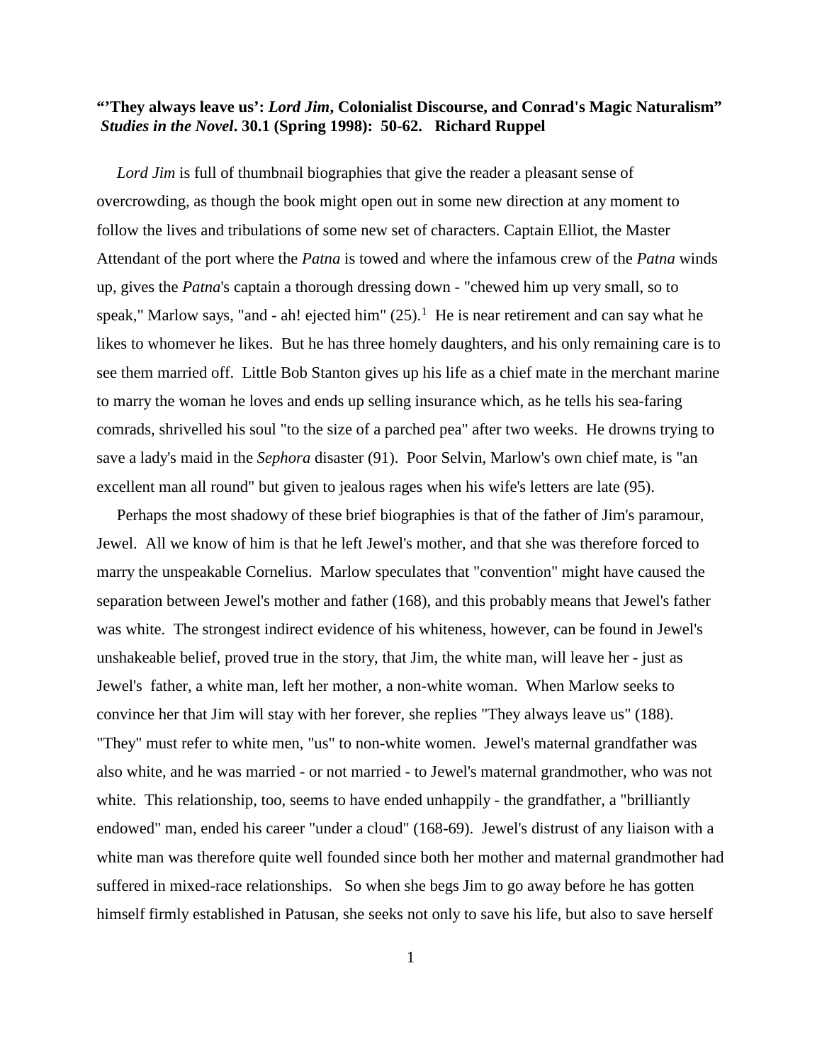**“’They always leave us’: *Lord Jim*, Colonialist Discourse, and Conrad's Magic Naturalism”**
***Studies in the Novel*. 30.1 (Spring 1998): 50-62. Richard Ruppel**

*Lord Jim* is full of thumbnail biographies that give the reader a pleasant sense of overcrowding, as though the book might open out in some new direction at any moment to follow the lives and tribulations of some new set of characters. Captain Elliot, the Master Attendant of the port where the *Patna* is towed and where the infamous crew of the *Patna* winds up, gives the *Patna*'s captain a thorough dressing down - "chewed him up very small, so to speak," Marlow says, "and - ah! ejected him" (25).[1] He is near retirement and can say what he likes to whomever he likes. But he has three homely daughters, and his only remaining care is to see them married off. Little Bob Stanton gives up his life as a chief mate in the merchant marine to marry the woman he loves and ends up selling insurance which, as he tells his sea-faring comrads, shrivelled his soul "to the size of a parched pea" after two weeks. He drowns trying to save a lady's maid in the *Sephora* disaster (91). Poor Selvin, Marlow's own chief mate, is "an excellent man all round" but given to jealous rages when his wife's letters are late (95).

Perhaps the most shadowy of these brief biographies is that of the father of Jim's paramour, Jewel. All we know of him is that he left Jewel's mother, and that she was therefore forced to marry the unspeakable Cornelius. Marlow speculates that "convention" might have caused the separation between Jewel's mother and father (168), and this probably means that Jewel's father was white. The strongest indirect evidence of his whiteness, however, can be found in Jewel's unshakeable belief, proved true in the story, that Jim, the white man, will leave her - just as Jewel's father, a white man, left her mother, a non-white woman. When Marlow seeks to convince her that Jim will stay with her forever, she replies "They always leave us" (188). "They" must refer to white men, "us" to non-white women. Jewel's maternal grandfather was also white, and he was married - or not married - to Jewel's maternal grandmother, who was not white. This relationship, too, seems to have ended unhappily - the grandfather, a "brilliantly endowed" man, ended his career "under a cloud" (168-69). Jewel's distrust of any liaison with a white man was therefore quite well founded since both her mother and maternal grandmother had suffered in mixed-race relationships. So when she begs Jim to go away before he has gotten himself firmly established in Patusan, she seeks not only to save his life, but also to save herself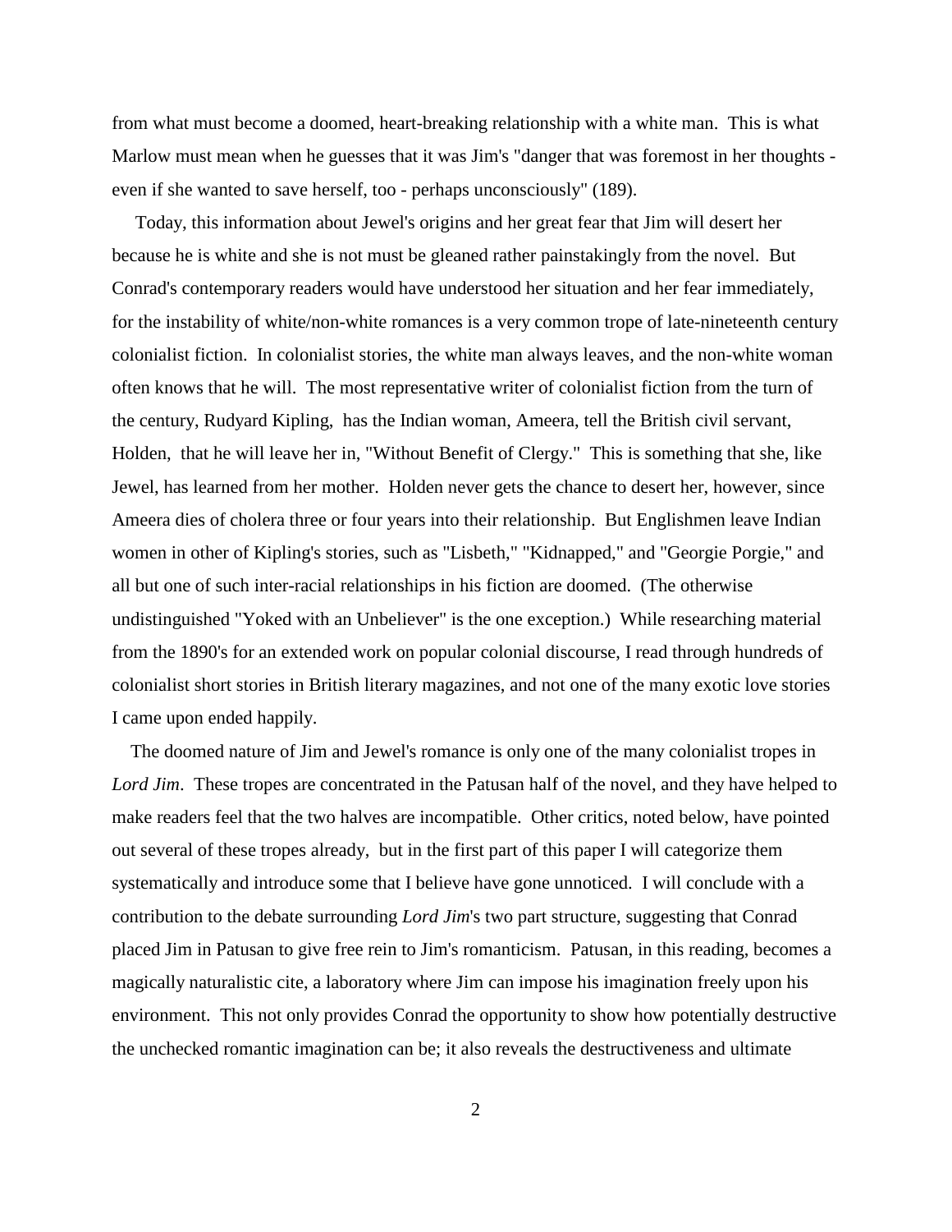from what must become a doomed, heart-breaking relationship with a white man. This is what Marlow must mean when he guesses that it was Jim's "danger that was foremost in her thoughts - even if she wanted to save herself, too - perhaps unconsciously" (189).

Today, this information about Jewel's origins and her great fear that Jim will desert her because he is white and she is not must be gleaned rather painstakingly from the novel. But Conrad's contemporary readers would have understood her situation and her fear immediately, for the instability of white/non-white romances is a very common trope of late-nineteenth century colonialist fiction. In colonialist stories, the white man always leaves, and the non-white woman often knows that he will. The most representative writer of colonialist fiction from the turn of the century, Rudyard Kipling, has the Indian woman, Ameera, tell the British civil servant, Holden, that he will leave her in, "Without Benefit of Clergy." This is something that she, like Jewel, has learned from her mother. Holden never gets the chance to desert her, however, since Ameera dies of cholera three or four years into their relationship. But Englishmen leave Indian women in other of Kipling's stories, such as "Lisbeth," "Kidnapped," and "Georgie Porgie," and all but one of such inter-racial relationships in his fiction are doomed. (The otherwise undistinguished "Yoked with an Unbeliever" is the one exception.) While researching material from the 1890's for an extended work on popular colonial discourse, I read through hundreds of colonialist short stories in British literary magazines, and not one of the many exotic love stories I came upon ended happily.

The doomed nature of Jim and Jewel's romance is only one of the many colonialist tropes in *Lord Jim*. These tropes are concentrated in the Patusan half of the novel, and they have helped to make readers feel that the two halves are incompatible. Other critics, noted below, have pointed out several of these tropes already, but in the first part of this paper I will categorize them systematically and introduce some that I believe have gone unnoticed. I will conclude with a contribution to the debate surrounding *Lord Jim*'s two part structure, suggesting that Conrad placed Jim in Patusan to give free rein to Jim's romanticism. Patusan, in this reading, becomes a magically naturalistic cite, a laboratory where Jim can impose his imagination freely upon his environment. This not only provides Conrad the opportunity to show how potentially destructive the unchecked romantic imagination can be; it also reveals the destructiveness and ultimate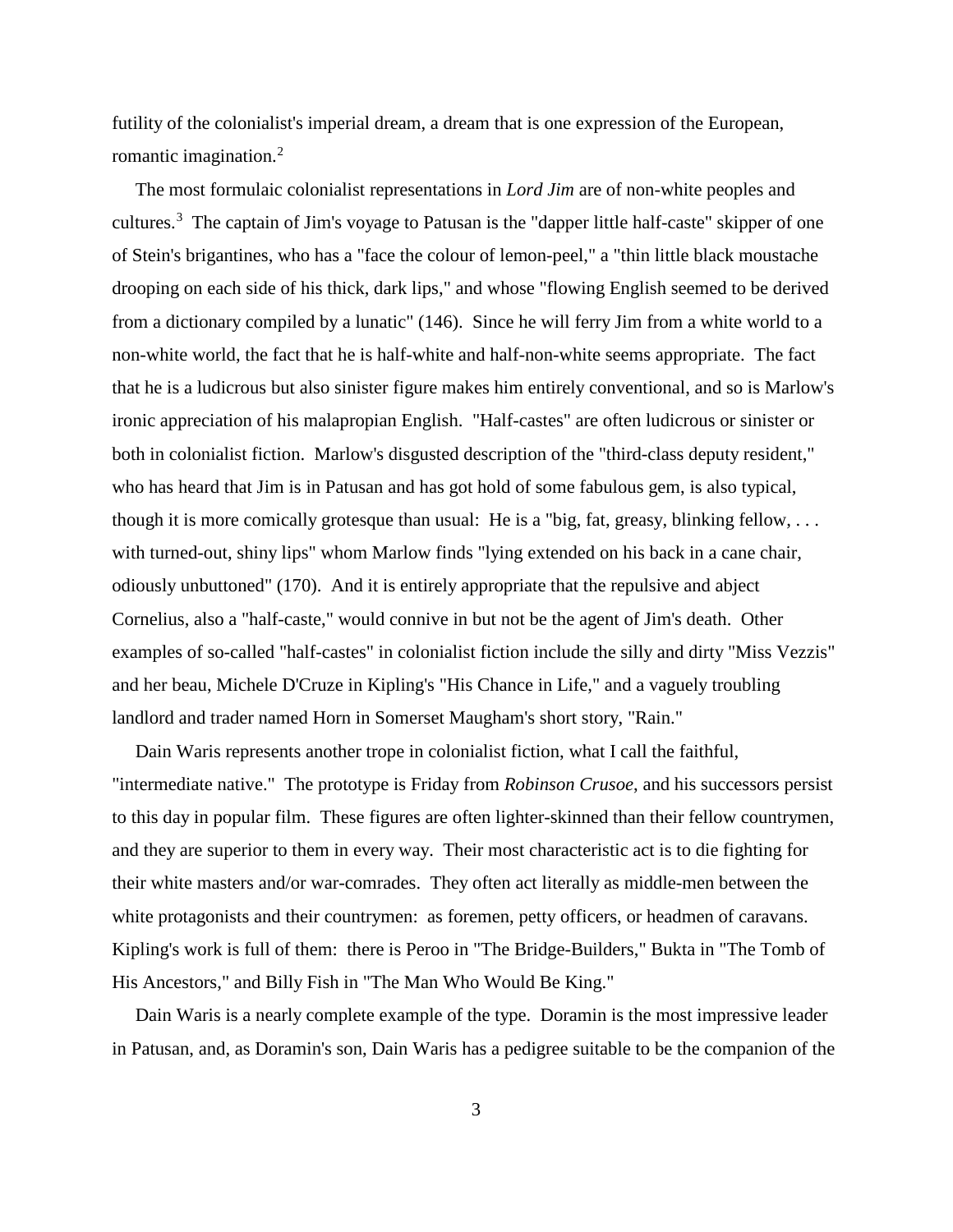futility of the colonialist's imperial dream, a dream that is one expression of the European, romantic imagination.[2]

The most formulaic colonialist representations in *Lord Jim* are of non-white peoples and cultures.[3] The captain of Jim's voyage to Patusan is the "dapper little half-caste" skipper of one of Stein's brigantines, who has a "face the colour of lemon-peel," a "thin little black moustache drooping on each side of his thick, dark lips," and whose "flowing English seemed to be derived from a dictionary compiled by a lunatic" (146). Since he will ferry Jim from a white world to a non-white world, the fact that he is half-white and half-non-white seems appropriate. The fact that he is a ludicrous but also sinister figure makes him entirely conventional, and so is Marlow's ironic appreciation of his malapropian English. "Half-castes" are often ludicrous or sinister or both in colonialist fiction. Marlow's disgusted description of the "third-class deputy resident," who has heard that Jim is in Patusan and has got hold of some fabulous gem, is also typical, though it is more comically grotesque than usual: He is a "big, fat, greasy, blinking fellow, . . . with turned-out, shiny lips" whom Marlow finds "lying extended on his back in a cane chair, odiously unbuttoned" (170). And it is entirely appropriate that the repulsive and abject Cornelius, also a "half-caste," would connive in but not be the agent of Jim's death. Other examples of so-called "half-castes" in colonialist fiction include the silly and dirty "Miss Vezzis" and her beau, Michele D'Cruze in Kipling's "His Chance in Life," and a vaguely troubling landlord and trader named Horn in Somerset Maugham's short story, "Rain."

Dain Waris represents another trope in colonialist fiction, what I call the faithful, "intermediate native." The prototype is Friday from *Robinson Crusoe*, and his successors persist to this day in popular film. These figures are often lighter-skinned than their fellow countrymen, and they are superior to them in every way. Their most characteristic act is to die fighting for their white masters and/or war-comrades. They often act literally as middle-men between the white protagonists and their countrymen: as foremen, petty officers, or headmen of caravans. Kipling's work is full of them: there is Peroo in "The Bridge-Builders," Bukta in "The Tomb of His Ancestors," and Billy Fish in "The Man Who Would Be King."

Dain Waris is a nearly complete example of the type. Doramin is the most impressive leader in Patusan, and, as Doramin's son, Dain Waris has a pedigree suitable to be the companion of the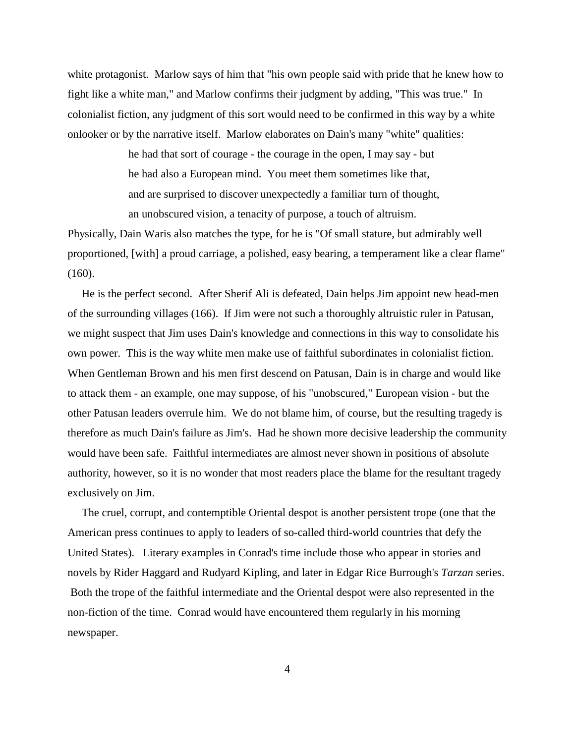white protagonist. Marlow says of him that "his own people said with pride that he knew how to fight like a white man," and Marlow confirms their judgment by adding, "This was true." In colonialist fiction, any judgment of this sort would need to be confirmed in this way by a white onlooker or by the narrative itself. Marlow elaborates on Dain's many "white" qualities:

> he had that sort of courage - the courage in the open, I may say - but he had also a European mind. You meet them sometimes like that, and are surprised to discover unexpectedly a familiar turn of thought, an unobscured vision, a tenacity of purpose, a touch of altruism.

Physically, Dain Waris also matches the type, for he is "Of small stature, but admirably well proportioned, [with] a proud carriage, a polished, easy bearing, a temperament like a clear flame" (160).

He is the perfect second. After Sherif Ali is defeated, Dain helps Jim appoint new head-men of the surrounding villages (166). If Jim were not such a thoroughly altruistic ruler in Patusan, we might suspect that Jim uses Dain's knowledge and connections in this way to consolidate his own power. This is the way white men make use of faithful subordinates in colonialist fiction. When Gentleman Brown and his men first descend on Patusan, Dain is in charge and would like to attack them - an example, one may suppose, of his "unobscured," European vision - but the other Patusan leaders overrule him. We do not blame him, of course, but the resulting tragedy is therefore as much Dain's failure as Jim's. Had he shown more decisive leadership the community would have been safe. Faithful intermediates are almost never shown in positions of absolute authority, however, so it is no wonder that most readers place the blame for the resultant tragedy exclusively on Jim.

The cruel, corrupt, and contemptible Oriental despot is another persistent trope (one that the American press continues to apply to leaders of so-called third-world countries that defy the United States). Literary examples in Conrad's time include those who appear in stories and novels by Rider Haggard and Rudyard Kipling, and later in Edgar Rice Burrough's *Tarzan* series. Both the trope of the faithful intermediate and the Oriental despot were also represented in the non-fiction of the time. Conrad would have encountered them regularly in his morning newspaper.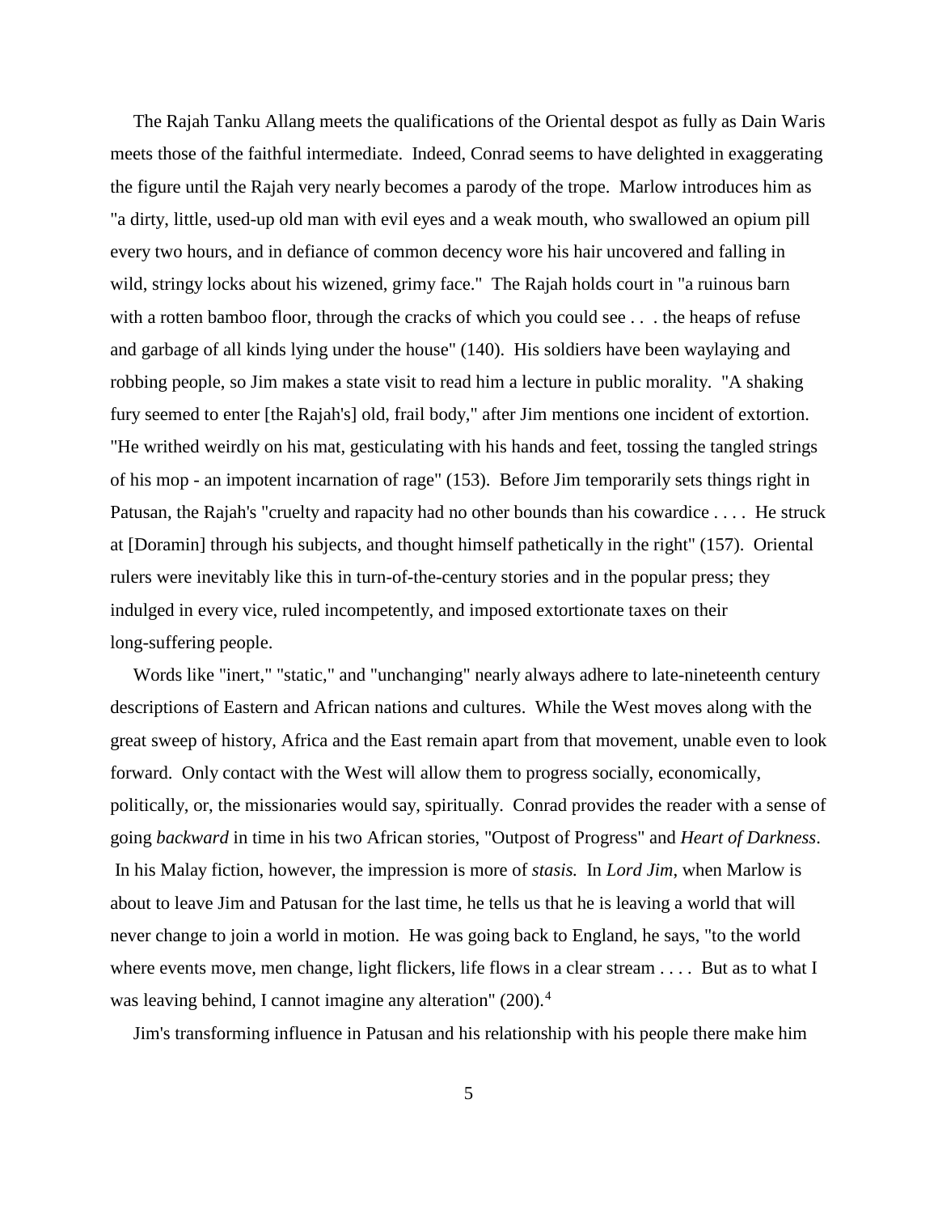The Rajah Tanku Allang meets the qualifications of the Oriental despot as fully as Dain Waris meets those of the faithful intermediate. Indeed, Conrad seems to have delighted in exaggerating the figure until the Rajah very nearly becomes a parody of the trope. Marlow introduces him as "a dirty, little, used-up old man with evil eyes and a weak mouth, who swallowed an opium pill every two hours, and in defiance of common decency wore his hair uncovered and falling in wild, stringy locks about his wizened, grimy face." The Rajah holds court in "a ruinous barn with a rotten bamboo floor, through the cracks of which you could see . . . the heaps of refuse and garbage of all kinds lying under the house" (140). His soldiers have been waylaying and robbing people, so Jim makes a state visit to read him a lecture in public morality. "A shaking fury seemed to enter [the Rajah's] old, frail body," after Jim mentions one incident of extortion. "He writhed weirdly on his mat, gesticulating with his hands and feet, tossing the tangled strings of his mop - an impotent incarnation of rage" (153). Before Jim temporarily sets things right in Patusan, the Rajah's "cruelty and rapacity had no other bounds than his cowardice . . . . He struck at [Doramin] through his subjects, and thought himself pathetically in the right" (157). Oriental rulers were inevitably like this in turn-of-the-century stories and in the popular press; they indulged in every vice, ruled incompetently, and imposed extortionate taxes on their long-suffering people.

Words like "inert," "static," and "unchanging" nearly always adhere to late-nineteenth century descriptions of Eastern and African nations and cultures. While the West moves along with the great sweep of history, Africa and the East remain apart from that movement, unable even to look forward. Only contact with the West will allow them to progress socially, economically, politically, or, the missionaries would say, spiritually. Conrad provides the reader with a sense of going *backward* in time in his two African stories, "Outpost of Progress" and *Heart of Darkness*. In his Malay fiction, however, the impression is more of *stasis.* In *Lord Jim*, when Marlow is about to leave Jim and Patusan for the last time, he tells us that he is leaving a world that will never change to join a world in motion. He was going back to England, he says, "to the world where events move, men change, light flickers, life flows in a clear stream . . . . But as to what I was leaving behind, I cannot imagine any alteration" (200).[4]

Jim's transforming influence in Patusan and his relationship with his people there make him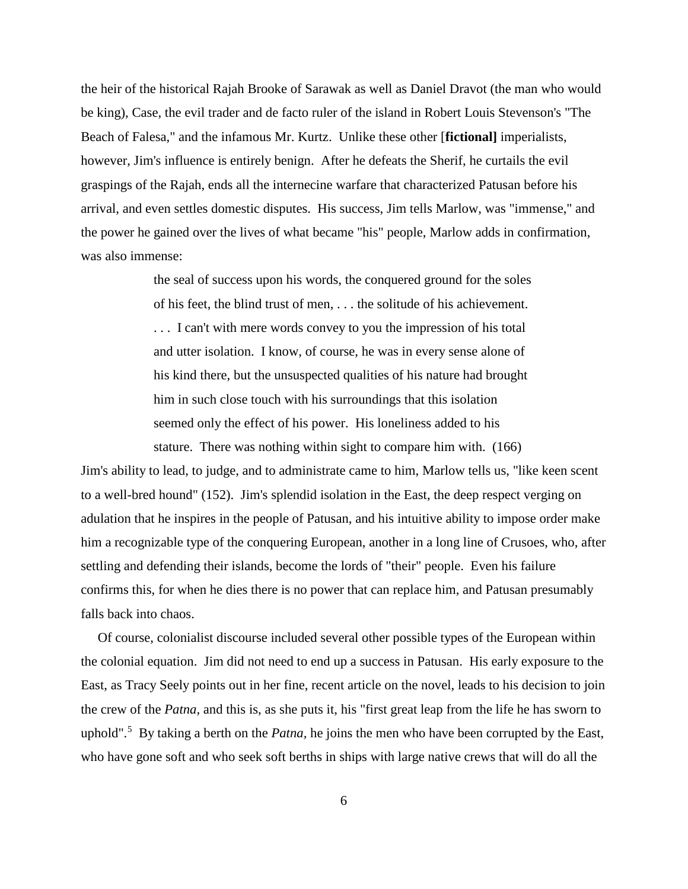the heir of the historical Rajah Brooke of Sarawak as well as Daniel Dravot (the man who would be king), Case, the evil trader and de facto ruler of the island in Robert Louis Stevenson's "The Beach of Falesa," and the infamous Mr. Kurtz. Unlike these other [**fictional]** imperialists, however, Jim's influence is entirely benign. After he defeats the Sherif, he curtails the evil graspings of the Rajah, ends all the internecine warfare that characterized Patusan before his arrival, and even settles domestic disputes. His success, Jim tells Marlow, was "immense," and the power he gained over the lives of what became "his" people, Marlow adds in confirmation, was also immense:

> the seal of success upon his words, the conquered ground for the soles of his feet, the blind trust of men, . . . the solitude of his achievement. . . . I can't with mere words convey to you the impression of his total and utter isolation. I know, of course, he was in every sense alone of his kind there, but the unsuspected qualities of his nature had brought him in such close touch with his surroundings that this isolation seemed only the effect of his power. His loneliness added to his stature. There was nothing within sight to compare him with. (166)

Jim's ability to lead, to judge, and to administrate came to him, Marlow tells us, "like keen scent to a well-bred hound" (152). Jim's splendid isolation in the East, the deep respect verging on adulation that he inspires in the people of Patusan, and his intuitive ability to impose order make him a recognizable type of the conquering European, another in a long line of Crusoes, who, after settling and defending their islands, become the lords of "their" people. Even his failure confirms this, for when he dies there is no power that can replace him, and Patusan presumably falls back into chaos.

Of course, colonialist discourse included several other possible types of the European within the colonial equation. Jim did not need to end up a success in Patusan. His early exposure to the East, as Tracy Seely points out in her fine, recent article on the novel, leads to his decision to join the crew of the *Patna*, and this is, as she puts it, his "first great leap from the life he has sworn to uphold".[5] By taking a berth on the *Patna*, he joins the men who have been corrupted by the East, who have gone soft and who seek soft berths in ships with large native crews that will do all the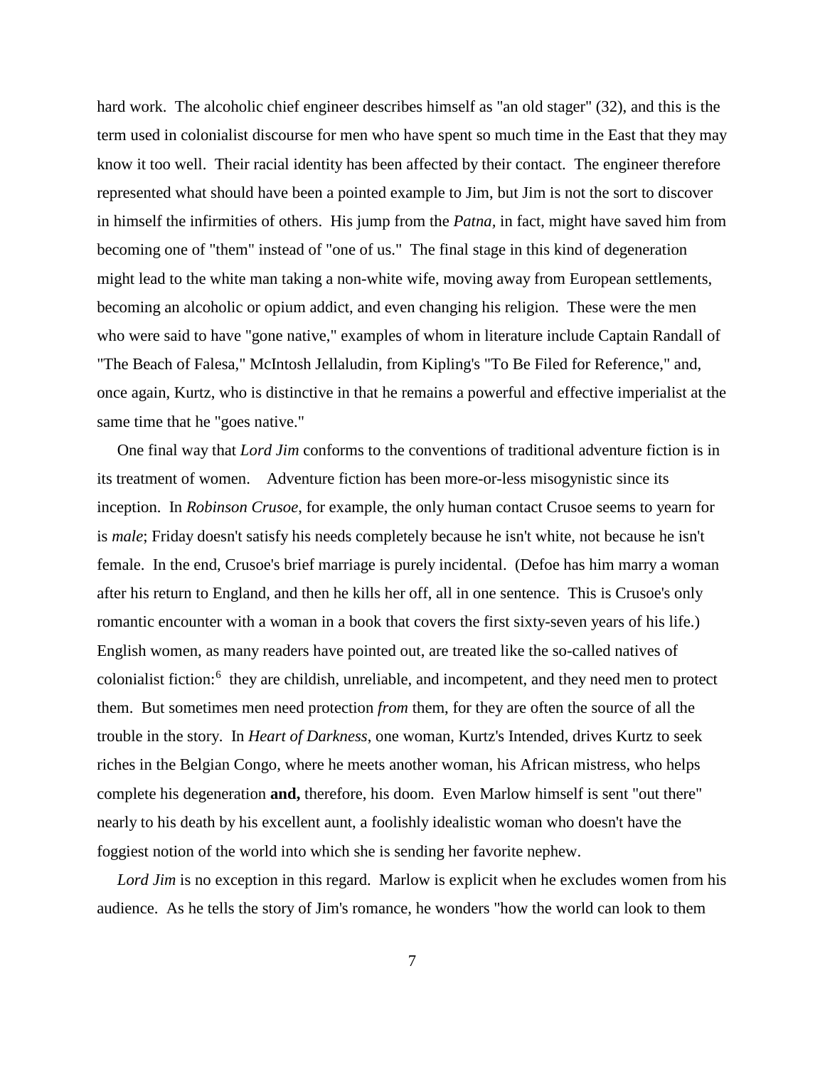hard work. The alcoholic chief engineer describes himself as "an old stager" (32), and this is the term used in colonialist discourse for men who have spent so much time in the East that they may know it too well. Their racial identity has been affected by their contact. The engineer therefore represented what should have been a pointed example to Jim, but Jim is not the sort to discover in himself the infirmities of others. His jump from the *Patna,* in fact, might have saved him from becoming one of "them" instead of "one of us." The final stage in this kind of degeneration might lead to the white man taking a non-white wife, moving away from European settlements, becoming an alcoholic or opium addict, and even changing his religion. These were the men who were said to have "gone native," examples of whom in literature include Captain Randall of "The Beach of Falesa," McIntosh Jellaludin, from Kipling's "To Be Filed for Reference," and, once again, Kurtz, who is distinctive in that he remains a powerful and effective imperialist at the same time that he "goes native."

One final way that *Lord Jim* conforms to the conventions of traditional adventure fiction is in its treatment of women. Adventure fiction has been more-or-less misogynistic since its inception. In *Robinson Crusoe*, for example, the only human contact Crusoe seems to yearn for is *male*; Friday doesn't satisfy his needs completely because he isn't white, not because he isn't female. In the end, Crusoe's brief marriage is purely incidental. (Defoe has him marry a woman after his return to England, and then he kills her off, all in one sentence. This is Crusoe's only romantic encounter with a woman in a book that covers the first sixty-seven years of his life.) English women, as many readers have pointed out, are treated like the so-called natives of colonialist fiction:[6] they are childish, unreliable, and incompetent, and they need men to protect them. But sometimes men need protection *from* them, for they are often the source of all the trouble in the story. In *Heart of Darkness*, one woman, Kurtz's Intended, drives Kurtz to seek riches in the Belgian Congo, where he meets another woman, his African mistress, who helps complete his degeneration **and,** therefore, his doom. Even Marlow himself is sent "out there" nearly to his death by his excellent aunt, a foolishly idealistic woman who doesn't have the foggiest notion of the world into which she is sending her favorite nephew.

*Lord Jim* is no exception in this regard. Marlow is explicit when he excludes women from his audience. As he tells the story of Jim's romance, he wonders "how the world can look to them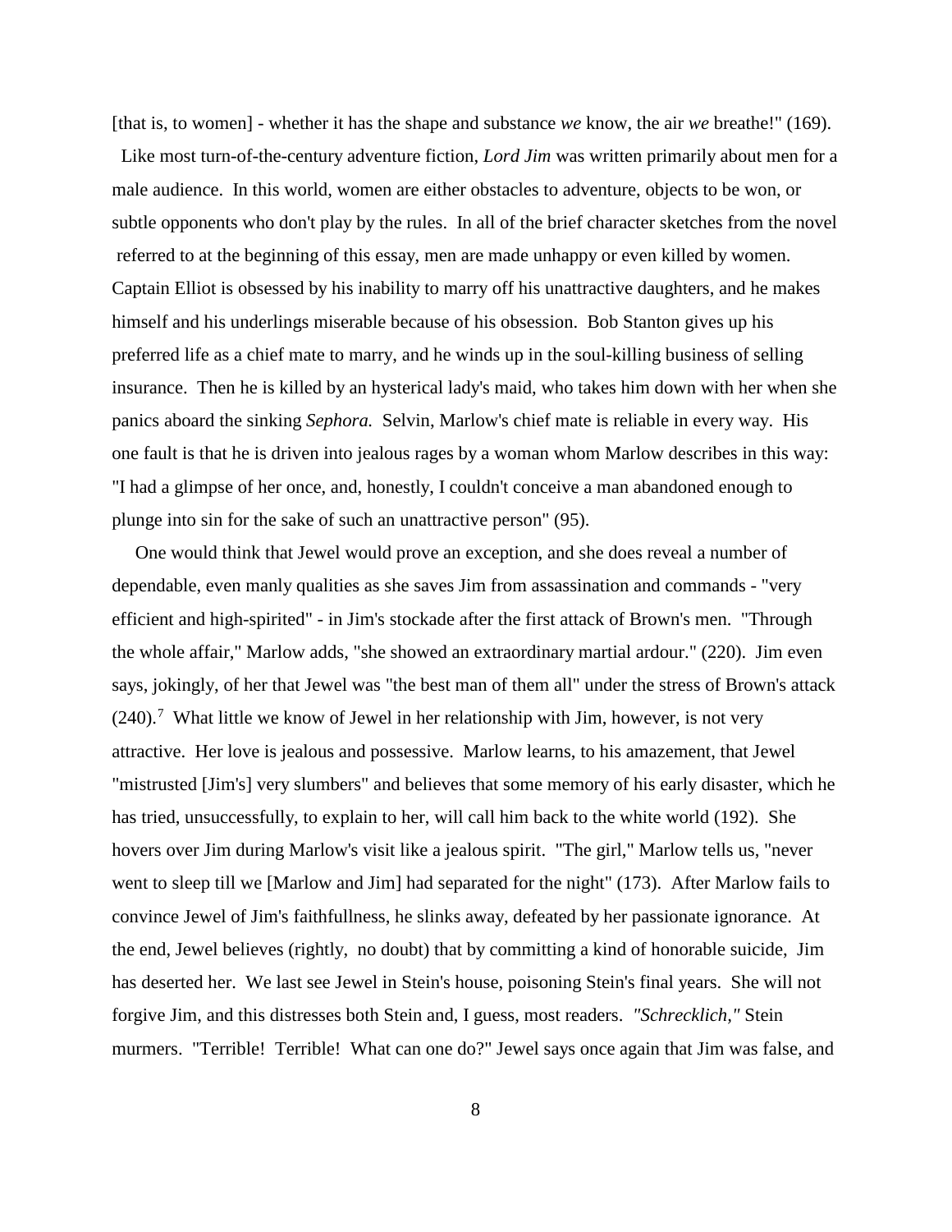[that is, to women] - whether it has the shape and substance *we* know, the air *we* breathe!" (169).

Like most turn-of-the-century adventure fiction, *Lord Jim* was written primarily about men for a male audience. In this world, women are either obstacles to adventure, objects to be won, or subtle opponents who don't play by the rules. In all of the brief character sketches from the novel referred to at the beginning of this essay, men are made unhappy or even killed by women. Captain Elliot is obsessed by his inability to marry off his unattractive daughters, and he makes himself and his underlings miserable because of his obsession. Bob Stanton gives up his preferred life as a chief mate to marry, and he winds up in the soul-killing business of selling insurance. Then he is killed by an hysterical lady's maid, who takes him down with her when she panics aboard the sinking *Sephora.* Selvin, Marlow's chief mate is reliable in every way. His one fault is that he is driven into jealous rages by a woman whom Marlow describes in this way: "I had a glimpse of her once, and, honestly, I couldn't conceive a man abandoned enough to plunge into sin for the sake of such an unattractive person" (95).

One would think that Jewel would prove an exception, and she does reveal a number of dependable, even manly qualities as she saves Jim from assassination and commands - "very efficient and high-spirited" - in Jim's stockade after the first attack of Brown's men. "Through the whole affair," Marlow adds, "she showed an extraordinary martial ardour." (220). Jim even says, jokingly, of her that Jewel was "the best man of them all" under the stress of Brown's attack (240).[7] What little we know of Jewel in her relationship with Jim, however, is not very attractive. Her love is jealous and possessive. Marlow learns, to his amazement, that Jewel "mistrusted [Jim's] very slumbers" and believes that some memory of his early disaster, which he has tried, unsuccessfully, to explain to her, will call him back to the white world (192). She hovers over Jim during Marlow's visit like a jealous spirit. "The girl," Marlow tells us, "never went to sleep till we [Marlow and Jim] had separated for the night" (173). After Marlow fails to convince Jewel of Jim's faithfullness, he slinks away, defeated by her passionate ignorance. At the end, Jewel believes (rightly, no doubt) that by committing a kind of honorable suicide, Jim has deserted her. We last see Jewel in Stein's house, poisoning Stein's final years. She will not forgive Jim, and this distresses both Stein and, I guess, most readers. *"Schrecklich,"* Stein murmers. "Terrible! Terrible! What can one do?" Jewel says once again that Jim was false, and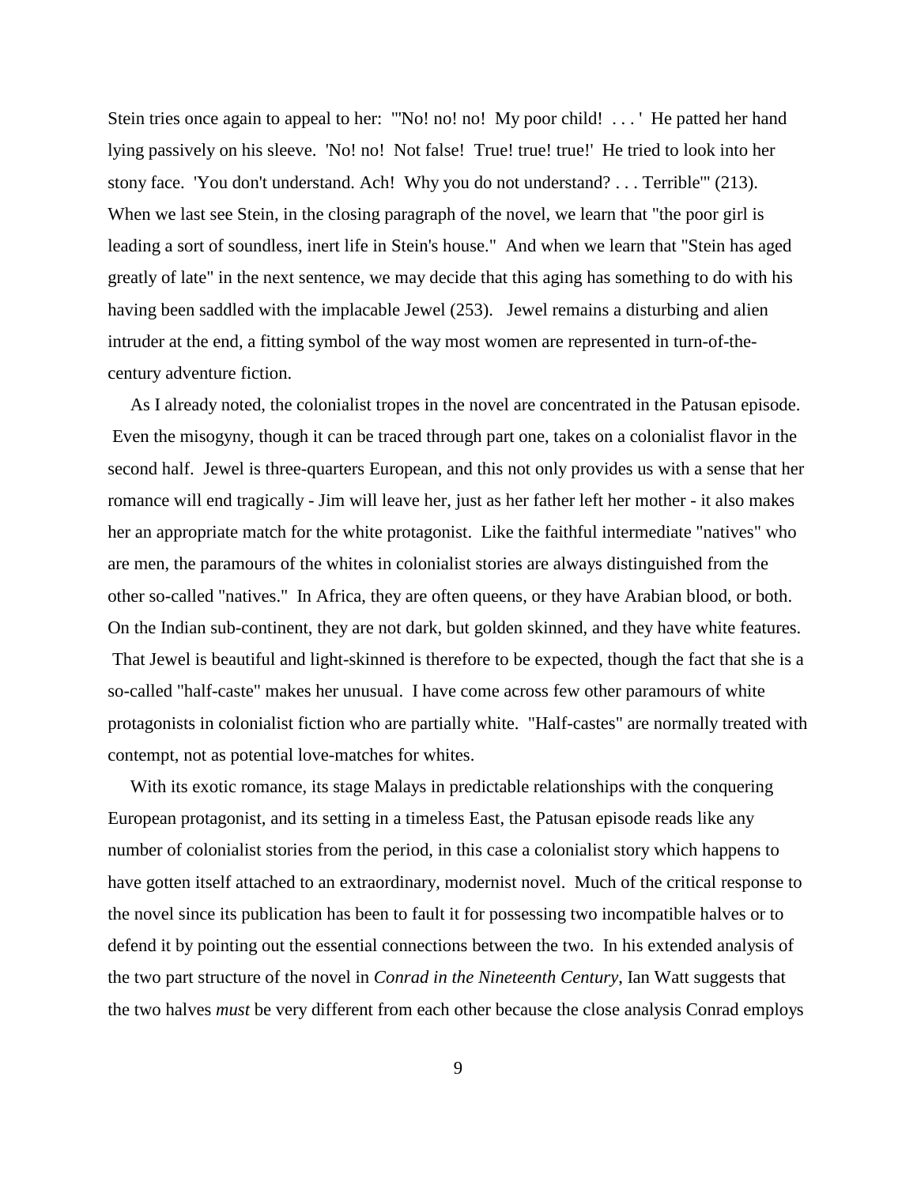Stein tries once again to appeal to her: "'No! no! no! My poor child! . . . ' He patted her hand lying passively on his sleeve. 'No! no! Not false! True! true! true!' He tried to look into her stony face. 'You don't understand. Ach! Why you do not understand? . . . Terrible'" (213). When we last see Stein, in the closing paragraph of the novel, we learn that "the poor girl is leading a sort of soundless, inert life in Stein's house." And when we learn that "Stein has aged greatly of late" in the next sentence, we may decide that this aging has something to do with his having been saddled with the implacable Jewel (253). Jewel remains a disturbing and alien intruder at the end, a fitting symbol of the way most women are represented in turn-of-the-century adventure fiction.

As I already noted, the colonialist tropes in the novel are concentrated in the Patusan episode. Even the misogyny, though it can be traced through part one, takes on a colonialist flavor in the second half. Jewel is three-quarters European, and this not only provides us with a sense that her romance will end tragically - Jim will leave her, just as her father left her mother - it also makes her an appropriate match for the white protagonist. Like the faithful intermediate "natives" who are men, the paramours of the whites in colonialist stories are always distinguished from the other so-called "natives." In Africa, they are often queens, or they have Arabian blood, or both. On the Indian sub-continent, they are not dark, but golden skinned, and they have white features. That Jewel is beautiful and light-skinned is therefore to be expected, though the fact that she is a so-called "half-caste" makes her unusual. I have come across few other paramours of white protagonists in colonialist fiction who are partially white. "Half-castes" are normally treated with contempt, not as potential love-matches for whites.

With its exotic romance, its stage Malays in predictable relationships with the conquering European protagonist, and its setting in a timeless East, the Patusan episode reads like any number of colonialist stories from the period, in this case a colonialist story which happens to have gotten itself attached to an extraordinary, modernist novel. Much of the critical response to the novel since its publication has been to fault it for possessing two incompatible halves or to defend it by pointing out the essential connections between the two. In his extended analysis of the two part structure of the novel in *Conrad in the Nineteenth Century*, Ian Watt suggests that the two halves *must* be very different from each other because the close analysis Conrad employs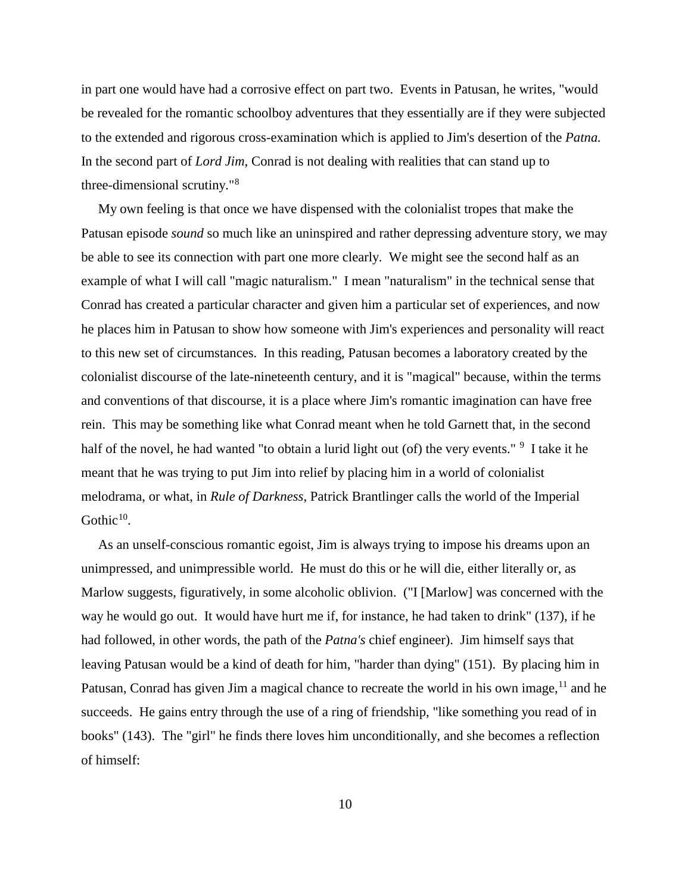in part one would have had a corrosive effect on part two. Events in Patusan, he writes, "would be revealed for the romantic schoolboy adventures that they essentially are if they were subjected to the extended and rigorous cross-examination which is applied to Jim's desertion of the *Patna.* In the second part of *Lord Jim*, Conrad is not dealing with realities that can stand up to three-dimensional scrutiny."[8]

My own feeling is that once we have dispensed with the colonialist tropes that make the Patusan episode *sound* so much like an uninspired and rather depressing adventure story, we may be able to see its connection with part one more clearly. We might see the second half as an example of what I will call "magic naturalism." I mean "naturalism" in the technical sense that Conrad has created a particular character and given him a particular set of experiences, and now he places him in Patusan to show how someone with Jim's experiences and personality will react to this new set of circumstances. In this reading, Patusan becomes a laboratory created by the colonialist discourse of the late-nineteenth century, and it is "magical" because, within the terms and conventions of that discourse, it is a place where Jim's romantic imagination can have free rein. This may be something like what Conrad meant when he told Garnett that, in the second half of the novel, he had wanted "to obtain a lurid light out (of) the very events." [9] I take it he meant that he was trying to put Jim into relief by placing him in a world of colonialist melodrama, or what, in *Rule of Darkness*, Patrick Brantlinger calls the world of the Imperial Gothic[10].

As an unself-conscious romantic egoist, Jim is always trying to impose his dreams upon an unimpressed, and unimpressible world. He must do this or he will die, either literally or, as Marlow suggests, figuratively, in some alcoholic oblivion. ("I [Marlow] was concerned with the way he would go out. It would have hurt me if, for instance, he had taken to drink" (137), if he had followed, in other words, the path of the *Patna's* chief engineer). Jim himself says that leaving Patusan would be a kind of death for him, "harder than dying" (151). By placing him in Patusan, Conrad has given Jim a magical chance to recreate the world in his own image,[11] and he succeeds. He gains entry through the use of a ring of friendship, "like something you read of in books" (143). The "girl" he finds there loves him unconditionally, and she becomes a reflection of himself: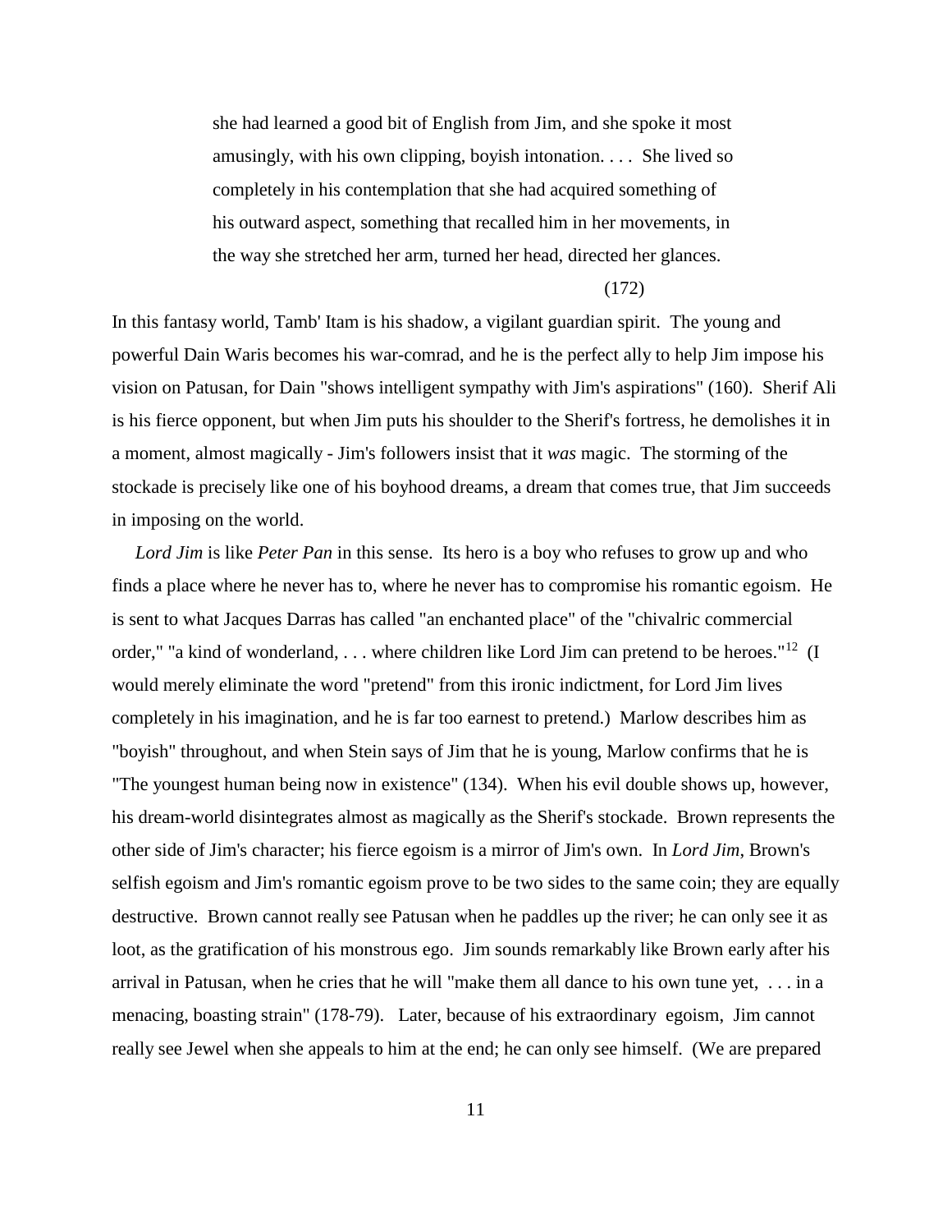> she had learned a good bit of English from Jim, and she spoke it most amusingly, with his own clipping, boyish intonation. . . . She lived so completely in his contemplation that she had acquired something of his outward aspect, something that recalled him in her movements, in the way she stretched her arm, turned her head, directed her glances.
>
> (172)

In this fantasy world, Tamb' Itam is his shadow, a vigilant guardian spirit. The young and powerful Dain Waris becomes his war-comrad, and he is the perfect ally to help Jim impose his vision on Patusan, for Dain "shows intelligent sympathy with Jim's aspirations" (160). Sherif Ali is his fierce opponent, but when Jim puts his shoulder to the Sherif's fortress, he demolishes it in a moment, almost magically - Jim's followers insist that it *was* magic. The storming of the stockade is precisely like one of his boyhood dreams, a dream that comes true, that Jim succeeds in imposing on the world.

*Lord Jim* is like *Peter Pan* in this sense. Its hero is a boy who refuses to grow up and who finds a place where he never has to, where he never has to compromise his romantic egoism. He is sent to what Jacques Darras has called "an enchanted place" of the "chivalric commercial order," "a kind of wonderland, . . . where children like Lord Jim can pretend to be heroes."[12] (I would merely eliminate the word "pretend" from this ironic indictment, for Lord Jim lives completely in his imagination, and he is far too earnest to pretend.) Marlow describes him as "boyish" throughout, and when Stein says of Jim that he is young, Marlow confirms that he is "The youngest human being now in existence" (134). When his evil double shows up, however, his dream-world disintegrates almost as magically as the Sherif's stockade. Brown represents the other side of Jim's character; his fierce egoism is a mirror of Jim's own. In *Lord Jim*, Brown's selfish egoism and Jim's romantic egoism prove to be two sides to the same coin; they are equally destructive. Brown cannot really see Patusan when he paddles up the river; he can only see it as loot, as the gratification of his monstrous ego. Jim sounds remarkably like Brown early after his arrival in Patusan, when he cries that he will "make them all dance to his own tune yet, . . . in a menacing, boasting strain" (178-79). Later, because of his extraordinary egoism, Jim cannot really see Jewel when she appeals to him at the end; he can only see himself. (We are prepared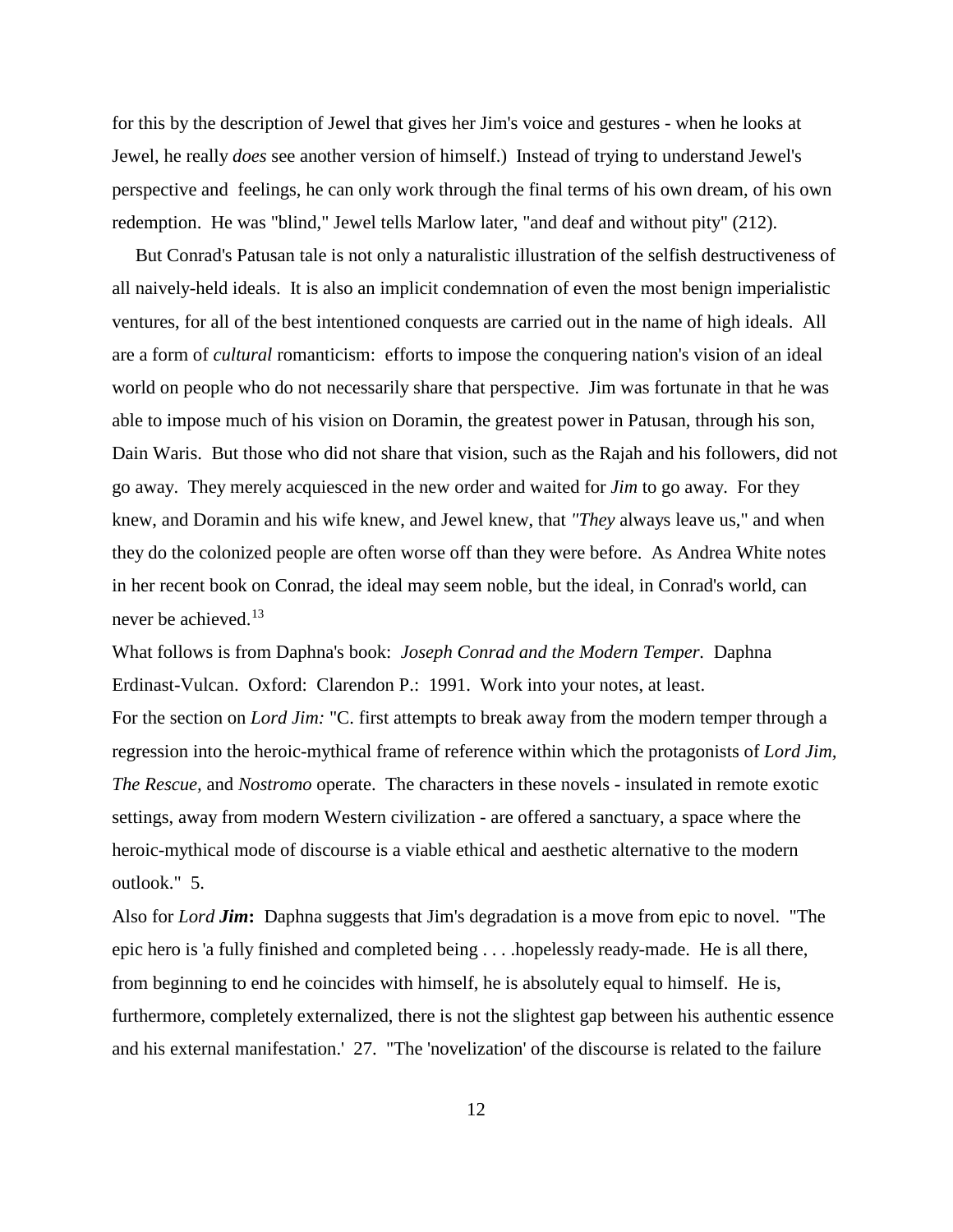for this by the description of Jewel that gives her Jim's voice and gestures - when he looks at Jewel, he really *does* see another version of himself.) Instead of trying to understand Jewel's perspective and feelings, he can only work through the final terms of his own dream, of his own redemption. He was "blind," Jewel tells Marlow later, "and deaf and without pity" (212).

But Conrad's Patusan tale is not only a naturalistic illustration of the selfish destructiveness of all naively-held ideals. It is also an implicit condemnation of even the most benign imperialistic ventures, for all of the best intentioned conquests are carried out in the name of high ideals. All are a form of *cultural* romanticism: efforts to impose the conquering nation's vision of an ideal world on people who do not necessarily share that perspective. Jim was fortunate in that he was able to impose much of his vision on Doramin, the greatest power in Patusan, through his son, Dain Waris. But those who did not share that vision, such as the Rajah and his followers, did not go away. They merely acquiesced in the new order and waited for *Jim* to go away. For they knew, and Doramin and his wife knew, and Jewel knew, that *"They* always leave us," and when they do the colonized people are often worse off than they were before. As Andrea White notes in her recent book on Conrad, the ideal may seem noble, but the ideal, in Conrad's world, can never be achieved.[13]

What follows is from Daphna's book: *Joseph Conrad and the Modern Temper.* Daphna Erdinast-Vulcan. Oxford: Clarendon P.: 1991. Work into your notes, at least.

For the section on *Lord Jim:* "C. first attempts to break away from the modern temper through a regression into the heroic-mythical frame of reference within which the protagonists of *Lord Jim, The Rescue,* and *Nostromo* operate. The characters in these novels - insulated in remote exotic settings, away from modern Western civilization - are offered a sanctuary, a space where the heroic-mythical mode of discourse is a viable ethical and aesthetic alternative to the modern outlook." 5.

Also for *Lord* ***Jim*****:** Daphna suggests that Jim's degradation is a move from epic to novel. "The epic hero is 'a fully finished and completed being . . . .hopelessly ready-made. He is all there, from beginning to end he coincides with himself, he is absolutely equal to himself. He is, furthermore, completely externalized, there is not the slightest gap between his authentic essence and his external manifestation.' 27. "The 'novelization' of the discourse is related to the failure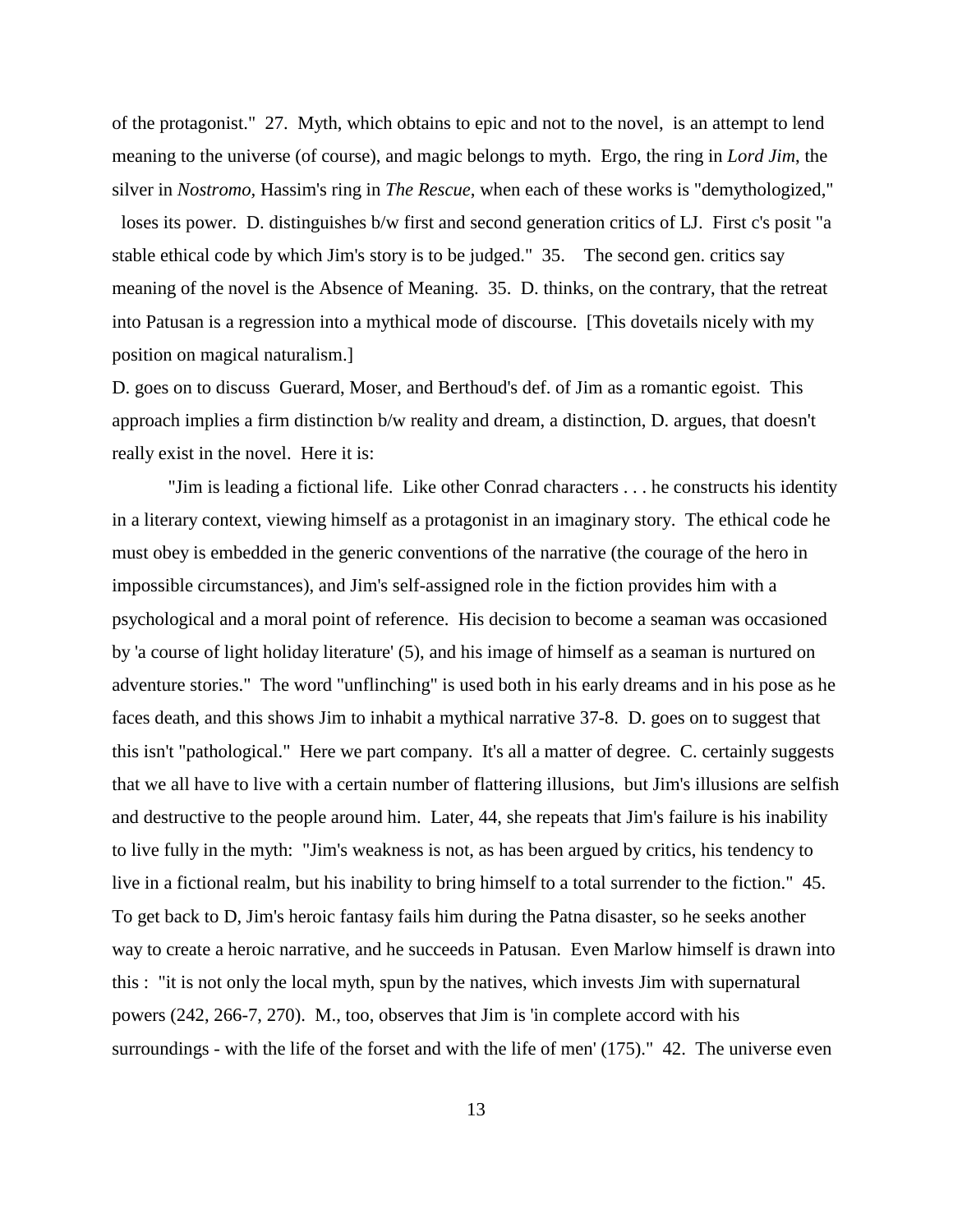of the protagonist." 27. Myth, which obtains to epic and not to the novel, is an attempt to lend meaning to the universe (of course), and magic belongs to myth. Ergo, the ring in *Lord Jim*, the silver in *Nostromo,* Hassim's ring in *The Rescue*, when each of these works is "demythologized," loses its power. D. distinguishes b/w first and second generation critics of LJ. First c's posit "a stable ethical code by which Jim's story is to be judged." 35. The second gen. critics say meaning of the novel is the Absence of Meaning. 35. D. thinks, on the contrary, that the retreat into Patusan is a regression into a mythical mode of discourse. [This dovetails nicely with my position on magical naturalism.]

D. goes on to discuss Guerard, Moser, and Berthoud's def. of Jim as a romantic egoist. This approach implies a firm distinction b/w reality and dream, a distinction, D. argues, that doesn't really exist in the novel. Here it is:

"Jim is leading a fictional life. Like other Conrad characters . . . he constructs his identity in a literary context, viewing himself as a protagonist in an imaginary story. The ethical code he must obey is embedded in the generic conventions of the narrative (the courage of the hero in impossible circumstances), and Jim's self-assigned role in the fiction provides him with a psychological and a moral point of reference. His decision to become a seaman was occasioned by 'a course of light holiday literature' (5), and his image of himself as a seaman is nurtured on adventure stories." The word "unflinching" is used both in his early dreams and in his pose as he faces death, and this shows Jim to inhabit a mythical narrative 37-8. D. goes on to suggest that this isn't "pathological." Here we part company. It's all a matter of degree. C. certainly suggests that we all have to live with a certain number of flattering illusions, but Jim's illusions are selfish and destructive to the people around him. Later, 44, she repeats that Jim's failure is his inability to live fully in the myth: "Jim's weakness is not, as has been argued by critics, his tendency to live in a fictional realm, but his inability to bring himself to a total surrender to the fiction." 45. To get back to D, Jim's heroic fantasy fails him during the Patna disaster, so he seeks another way to create a heroic narrative, and he succeeds in Patusan. Even Marlow himself is drawn into this : "it is not only the local myth, spun by the natives, which invests Jim with supernatural powers (242, 266-7, 270). M., too, observes that Jim is 'in complete accord with his surroundings - with the life of the forset and with the life of men' (175)." 42. The universe even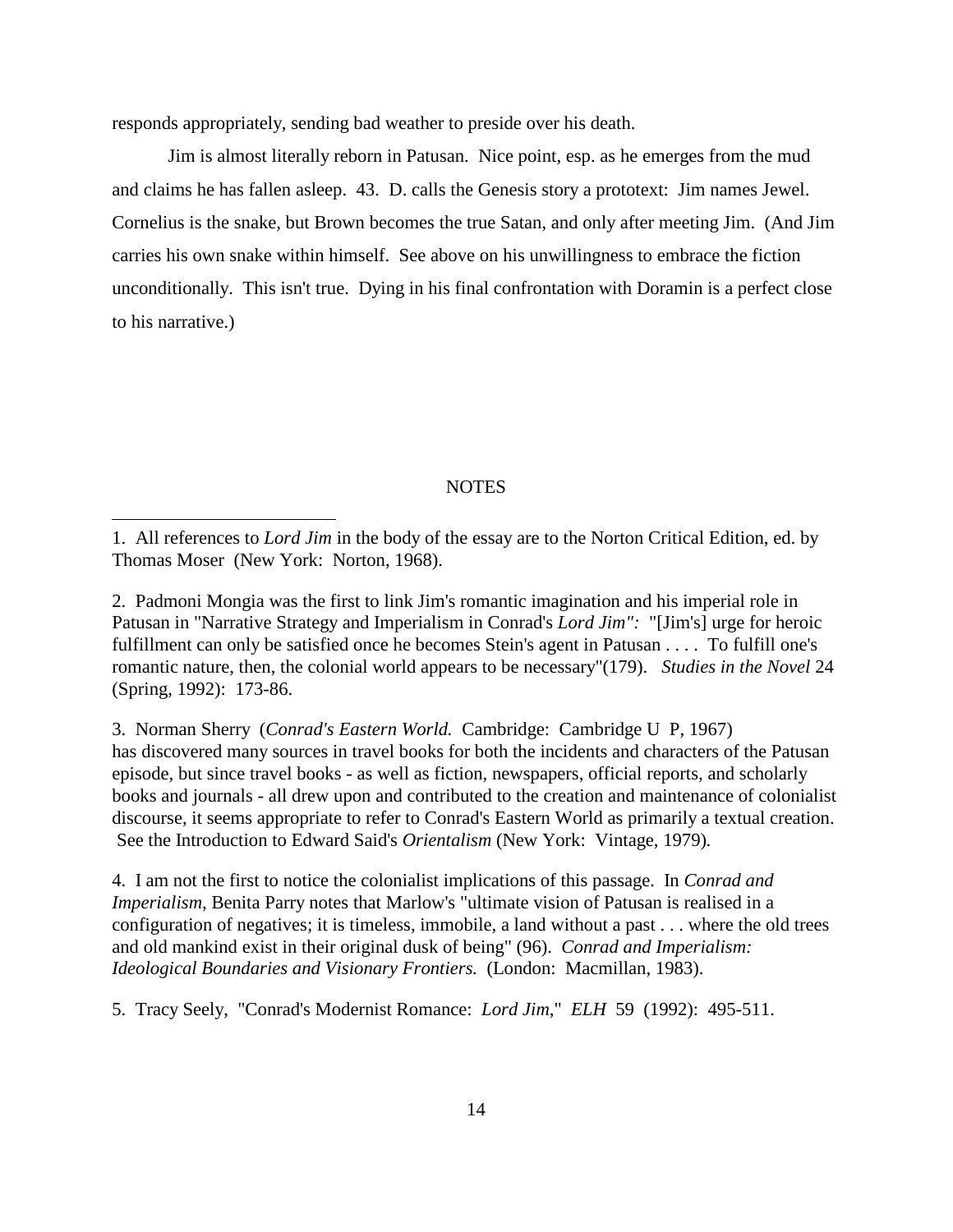responds appropriately, sending bad weather to preside over his death.

Jim is almost literally reborn in Patusan. Nice point, esp. as he emerges from the mud and claims he has fallen asleep. 43. D. calls the Genesis story a prototext: Jim names Jewel. Cornelius is the snake, but Brown becomes the true Satan, and only after meeting Jim. (And Jim carries his own snake within himself. See above on his unwillingness to embrace the fiction unconditionally. This isn't true. Dying in his final confrontation with Doramin is a perfect close to his narrative.)

## NOTES

---

1. All references to *Lord Jim* in the body of the essay are to the Norton Critical Edition, ed. by Thomas Moser (New York: Norton, 1968).

2. Padmoni Mongia was the first to link Jim's romantic imagination and his imperial role in Patusan in "Narrative Strategy and Imperialism in Conrad's *Lord Jim":* "[Jim's] urge for heroic fulfillment can only be satisfied once he becomes Stein's agent in Patusan . . . . To fulfill one's romantic nature, then, the colonial world appears to be necessary"(179). *Studies in the Novel* 24 (Spring, 1992): 173-86.

3. Norman Sherry (*Conrad's Eastern World.* Cambridge: Cambridge U P, 1967) has discovered many sources in travel books for both the incidents and characters of the Patusan episode, but since travel books - as well as fiction, newspapers, official reports, and scholarly books and journals - all drew upon and contributed to the creation and maintenance of colonialist discourse, it seems appropriate to refer to Conrad's Eastern World as primarily a textual creation. See the Introduction to Edward Said's *Orientalism* (New York: Vintage, 1979).

4. I am not the first to notice the colonialist implications of this passage. In *Conrad and Imperialism*, Benita Parry notes that Marlow's "ultimate vision of Patusan is realised in a configuration of negatives; it is timeless, immobile, a land without a past . . . where the old trees and old mankind exist in their original dusk of being" (96). *Conrad and Imperialism: Ideological Boundaries and Visionary Frontiers.* (London: Macmillan, 1983).

5. Tracy Seely, "Conrad's Modernist Romance: *Lord Jim*," *ELH* 59 (1992): 495-511.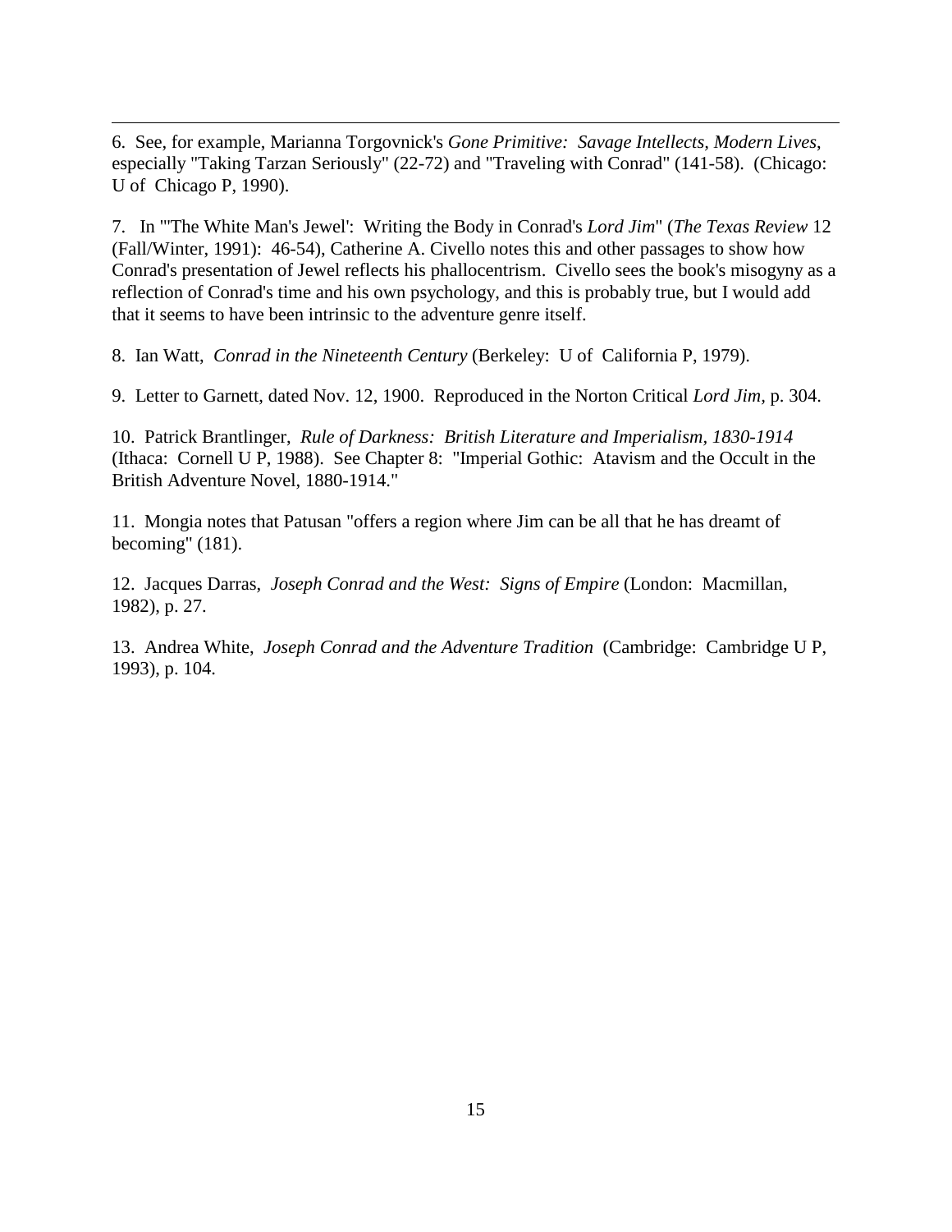6. See, for example, Marianna Torgovnick's *Gone Primitive: Savage Intellects, Modern Lives*, especially "Taking Tarzan Seriously" (22-72) and "Traveling with Conrad" (141-58). (Chicago: U of Chicago P, 1990).

7. In "'The White Man's Jewel': Writing the Body in Conrad's *Lord Jim*" (*The Texas Review* 12 (Fall/Winter, 1991): 46-54), Catherine A. Civello notes this and other passages to show how Conrad's presentation of Jewel reflects his phallocentrism. Civello sees the book's misogyny as a reflection of Conrad's time and his own psychology, and this is probably true, but I would add that it seems to have been intrinsic to the adventure genre itself.

8. Ian Watt, *Conrad in the Nineteenth Century* (Berkeley: U of California P, 1979).

9. Letter to Garnett, dated Nov. 12, 1900. Reproduced in the Norton Critical *Lord Jim*, p. 304.

10. Patrick Brantlinger, *Rule of Darkness: British Literature and Imperialism, 1830-1914* (Ithaca: Cornell U P, 1988). See Chapter 8: "Imperial Gothic: Atavism and the Occult in the British Adventure Novel, 1880-1914."

11. Mongia notes that Patusan "offers a region where Jim can be all that he has dreamt of becoming" (181).

12. Jacques Darras, *Joseph Conrad and the West: Signs of Empire* (London: Macmillan, 1982), p. 27.

13. Andrea White, *Joseph Conrad and the Adventure Tradition* (Cambridge: Cambridge U P, 1993), p. 104.